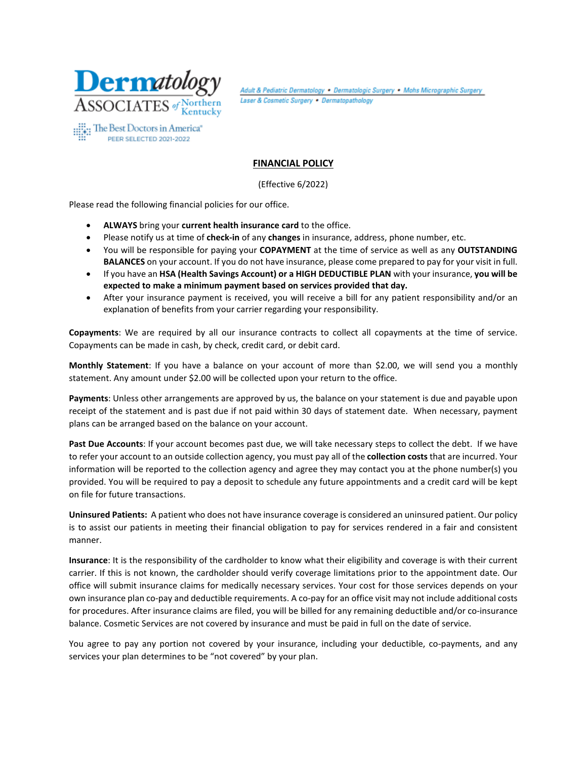Dermatology ASSOCIATES of Northern Kentucky

The Best Doctors in America® PEER SELECTED 2021-2022

*Adult & Pediatric Dermatology • Dermatologic Surgery • Mohs Micrographic Surgery*
*Laser & Cosmetic Surgery • Dermatopathology*

# FINANCIAL POLICY

(Effective 6/2022)

Please read the following financial policies for our office.

- **ALWAYS** bring your **current health insurance card** to the office.
- Please notify us at time of **check-in** of any **changes** in insurance, address, phone number, etc.
- You will be responsible for paying your **COPAYMENT** at the time of service as well as any **OUTSTANDING BALANCES** on your account. If you do not have insurance, please come prepared to pay for your visit in full.
- If you have an **HSA (Health Savings Account) or a HIGH DEDUCTIBLE PLAN** with your insurance, **you will be expected to make a minimum payment based on services provided that day.**
- After your insurance payment is received, you will receive a bill for any patient responsibility and/or an explanation of benefits from your carrier regarding your responsibility.

**Copayments**: We are required by all our insurance contracts to collect all copayments at the time of service. Copayments can be made in cash, by check, credit card, or debit card.

**Monthly Statement**: If you have a balance on your account of more than $2.00, we will send you a monthly statement. Any amount under $2.00 will be collected upon your return to the office.

**Payments**: Unless other arrangements are approved by us, the balance on your statement is due and payable upon receipt of the statement and is past due if not paid within 30 days of statement date. When necessary, payment plans can be arranged based on the balance on your account.

**Past Due Accounts**: If your account becomes past due, we will take necessary steps to collect the debt. If we have to refer your account to an outside collection agency, you must pay all of the **collection costs** that are incurred. Your information will be reported to the collection agency and agree they may contact you at the phone number(s) you provided. You will be required to pay a deposit to schedule any future appointments and a credit card will be kept on file for future transactions.

**Uninsured Patients:** A patient who does not have insurance coverage is considered an uninsured patient. Our policy is to assist our patients in meeting their financial obligation to pay for services rendered in a fair and consistent manner.

**Insurance**: It is the responsibility of the cardholder to know what their eligibility and coverage is with their current carrier. If this is not known, the cardholder should verify coverage limitations prior to the appointment date. Our office will submit insurance claims for medically necessary services. Your cost for those services depends on your own insurance plan co-pay and deductible requirements. A co-pay for an office visit may not include additional costs for procedures. After insurance claims are filed, you will be billed for any remaining deductible and/or co-insurance balance. Cosmetic Services are not covered by insurance and must be paid in full on the date of service.

You agree to pay any portion not covered by your insurance, including your deductible, co-payments, and any services your plan determines to be "not covered" by your plan.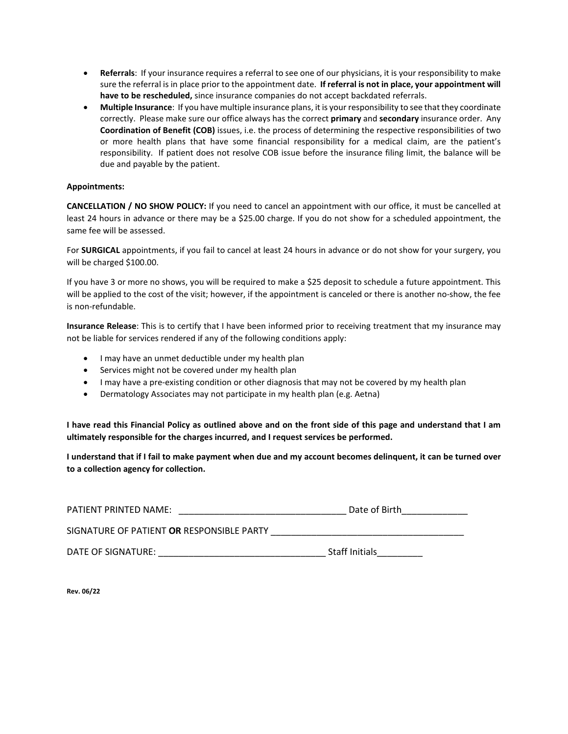- **Referrals**: If your insurance requires a referral to see one of our physicians, it is your responsibility to make sure the referral is in place prior to the appointment date. **If referral is not in place, your appointment will have to be rescheduled,** since insurance companies do not accept backdated referrals.
- **Multiple Insurance**: If you have multiple insurance plans, it is your responsibility to see that they coordinate correctly. Please make sure our office always has the correct **primary** and **secondary** insurance order. Any **Coordination of Benefit (COB)** issues, i.e. the process of determining the respective responsibilities of two or more health plans that have some financial responsibility for a medical claim, are the patient's responsibility. If patient does not resolve COB issue before the insurance filing limit, the balance will be due and payable by the patient.

**Appointments:**

**CANCELLATION / NO SHOW POLICY:** If you need to cancel an appointment with our office, it must be cancelled at least 24 hours in advance or there may be a $25.00 charge. If you do not show for a scheduled appointment, the same fee will be assessed.

For **SURGICAL** appointments, if you fail to cancel at least 24 hours in advance or do not show for your surgery, you will be charged $100.00.

If you have 3 or more no shows, you will be required to make a $25 deposit to schedule a future appointment. This will be applied to the cost of the visit; however, if the appointment is canceled or there is another no-show, the fee is non-refundable.

**Insurance Release**: This is to certify that I have been informed prior to receiving treatment that my insurance may not be liable for services rendered if any of the following conditions apply:

- I may have an unmet deductible under my health plan
- Services might not be covered under my health plan
- I may have a pre-existing condition or other diagnosis that may not be covered by my health plan
- Dermatology Associates may not participate in my health plan (e.g. Aetna)

**I have read this Financial Policy as outlined above and on the front side of this page and understand that I am ultimately responsible for the charges incurred, and I request services be performed.**

**I understand that if I fail to make payment when due and my account becomes delinquent, it can be turned over to a collection agency for collection.**

PATIENT PRINTED NAME: ________________________________ Date of Birth____________

SIGNATURE OF PATIENT **OR** RESPONSIBLE PARTY ______________________________________

DATE OF SIGNATURE: ________________________________ Staff Initials_________

**Rev. 06/22**